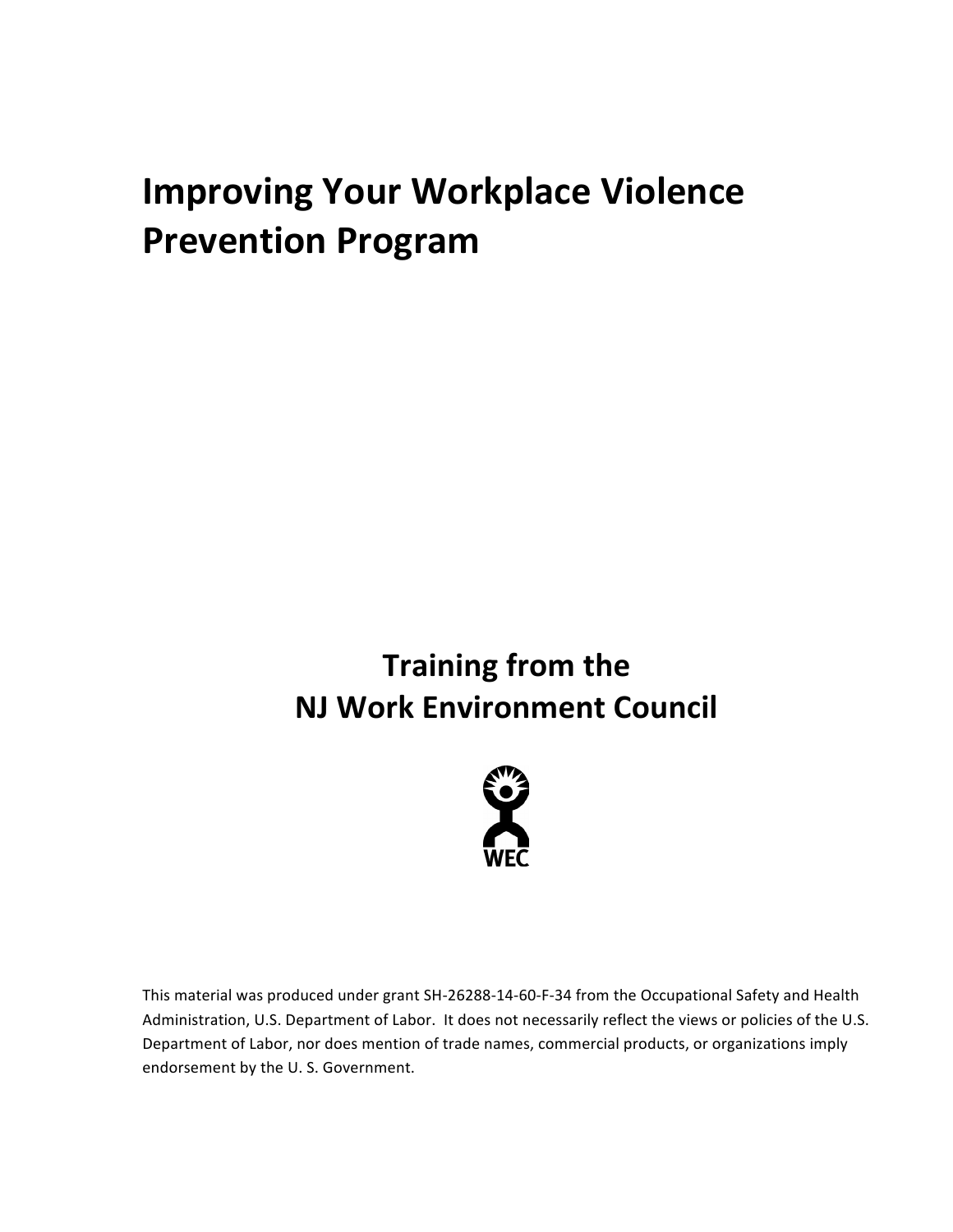# Improving Your Workplace Violence Prevention Program

## Training from the NJ Work Environment Council

WEC

This material was produced under grant SH-26288-14-60-F-34 from the Occupational Safety and Health Administration, U.S. Department of Labor. It does not necessarily reflect the views or policies of the U.S. Department of Labor, nor does mention of trade names, commercial products, or organizations imply endorsement by the U. S. Government.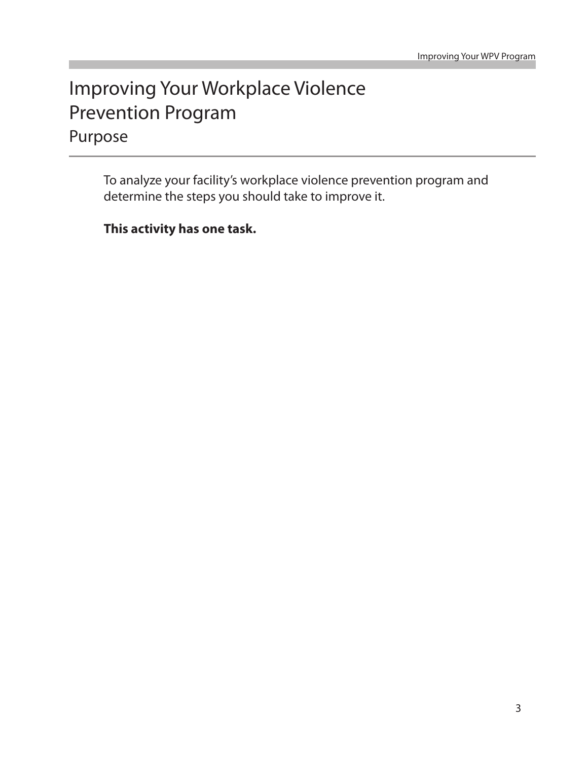# Improving Your Workplace Violence Prevention Program

## Purpose

To analyze your facility's workplace violence prevention program and determine the steps you should take to improve it.

**This activity has one task.**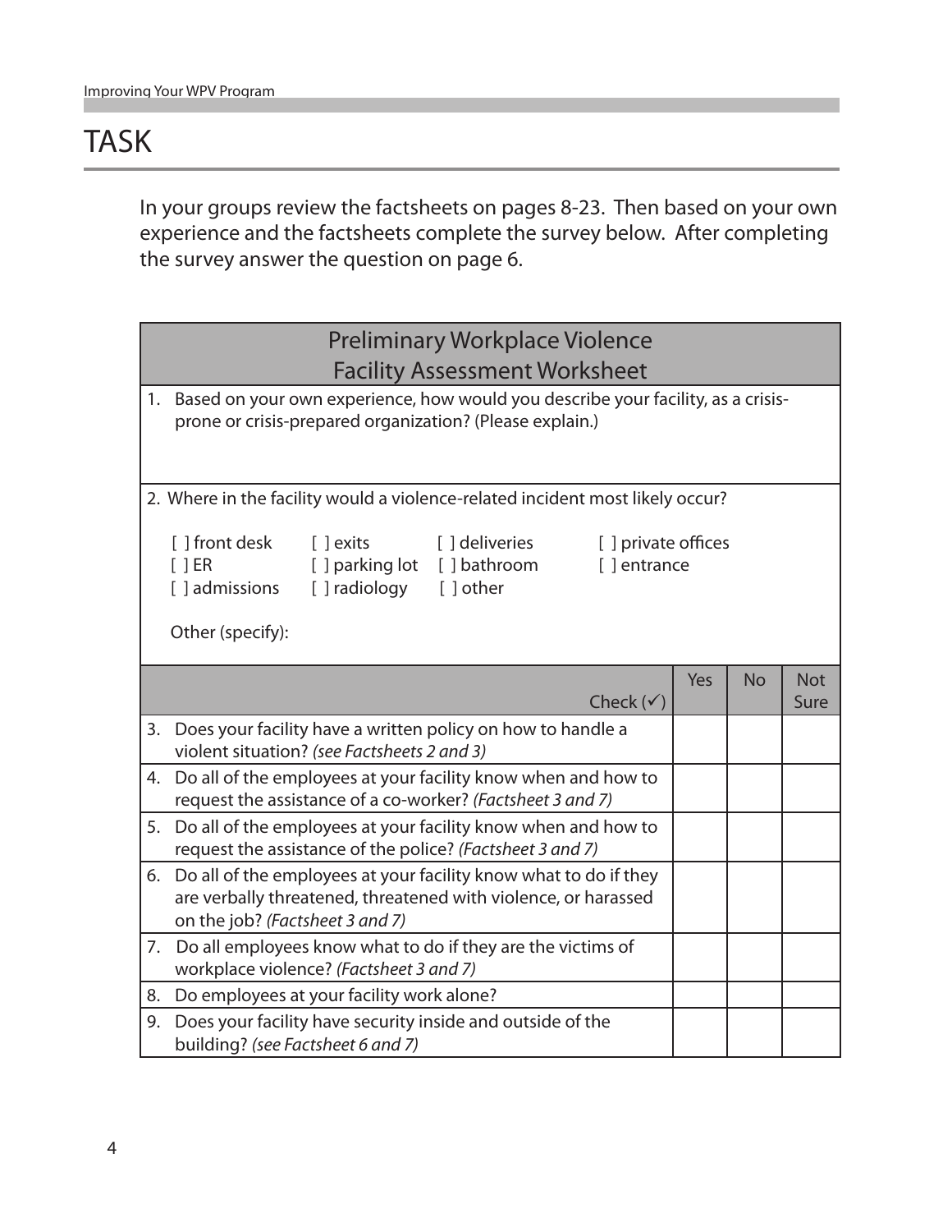# TASK

In your groups review the factsheets on pages 8-23. Then based on your own experience and the factsheets complete the survey below. After completing the survey answer the question on page 6.

## Preliminary Workplace Violence Facility Assessment Worksheet

1. Based on your own experience, how would you describe your facility, as a crisis-prone or crisis-prepared organization? (Please explain.)

2. Where in the facility would a violence-related incident most likely occur?

   [ ] front desk   [ ] exits   [ ] deliveries   [ ] private offices
   [ ] ER   [ ] parking lot   [ ] bathroom   [ ] entrance
   [ ] admissions   [ ] radiology   [ ] other

   Other (specify):

| Check (✓) | Yes | No | Not Sure |
|---|---|---|---|
| 3. Does your facility have a written policy on how to handle a violent situation? *(see Factsheets 2 and 3)* | | | |
| 4. Do all of the employees at your facility know when and how to request the assistance of a co-worker? *(Factsheet 3 and 7)* | | | |
| 5. Do all of the employees at your facility know when and how to request the assistance of the police? *(Factsheet 3 and 7)* | | | |
| 6. Do all of the employees at your facility know what to do if they are verbally threatened, threatened with violence, or harassed on the job? *(Factsheet 3 and 7)* | | | |
| 7. Do all employees know what to do if they are the victims of workplace violence? *(Factsheet 3 and 7)* | | | |
| 8. Do employees at your facility work alone? | | | |
| 9. Does your facility have security inside and outside of the building? *(see Factsheet 6 and 7)* | | | |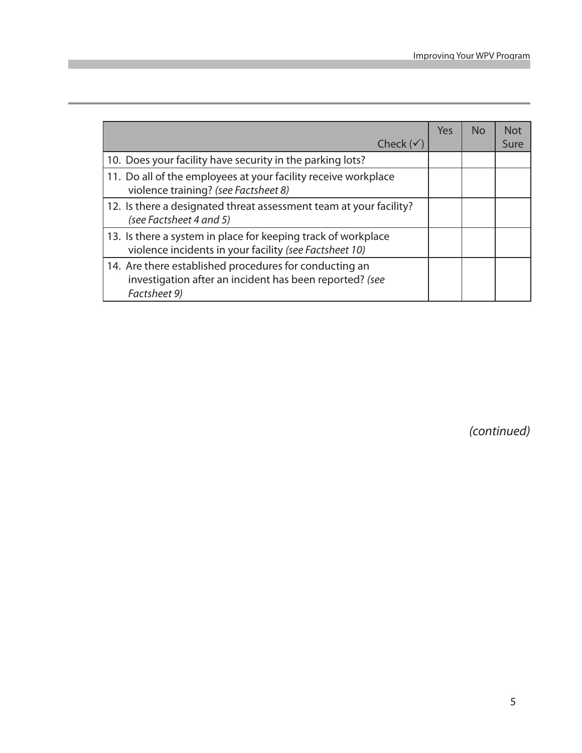| Check (✓) | Yes | No | Not Sure |
|---|---|---|---|
| 10. Does your facility have security in the parking lots? | | | |
| 11. Do all of the employees at your facility receive workplace violence training? *(see Factsheet 8)* | | | |
| 12. Is there a designated threat assessment team at your facility? *(see Factsheet 4 and 5)* | | | |
| 13. Is there a system in place for keeping track of workplace violence incidents in your facility *(see Factsheet 10)* | | | |
| 14. Are there established procedures for conducting an investigation after an incident has been reported? *(see Factsheet 9)* | | | |

*(continued)*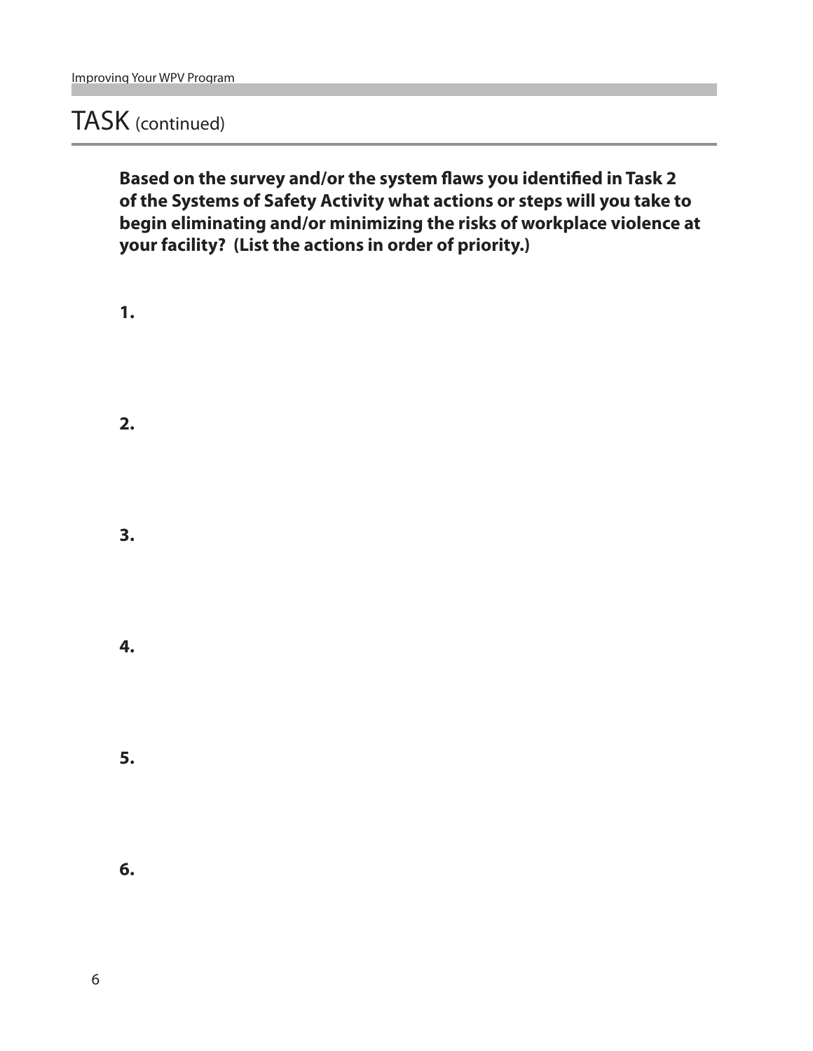# TASK (continued)

**Based on the survey and/or the system flaws you identified in Task 2 of the Systems of Safety Activity what actions or steps will you take to begin eliminating and/or minimizing the risks of workplace violence at your facility? (List the actions in order of priority.)**

**1.**

**2.**

**3.**

**4.**

**5.**

**6.**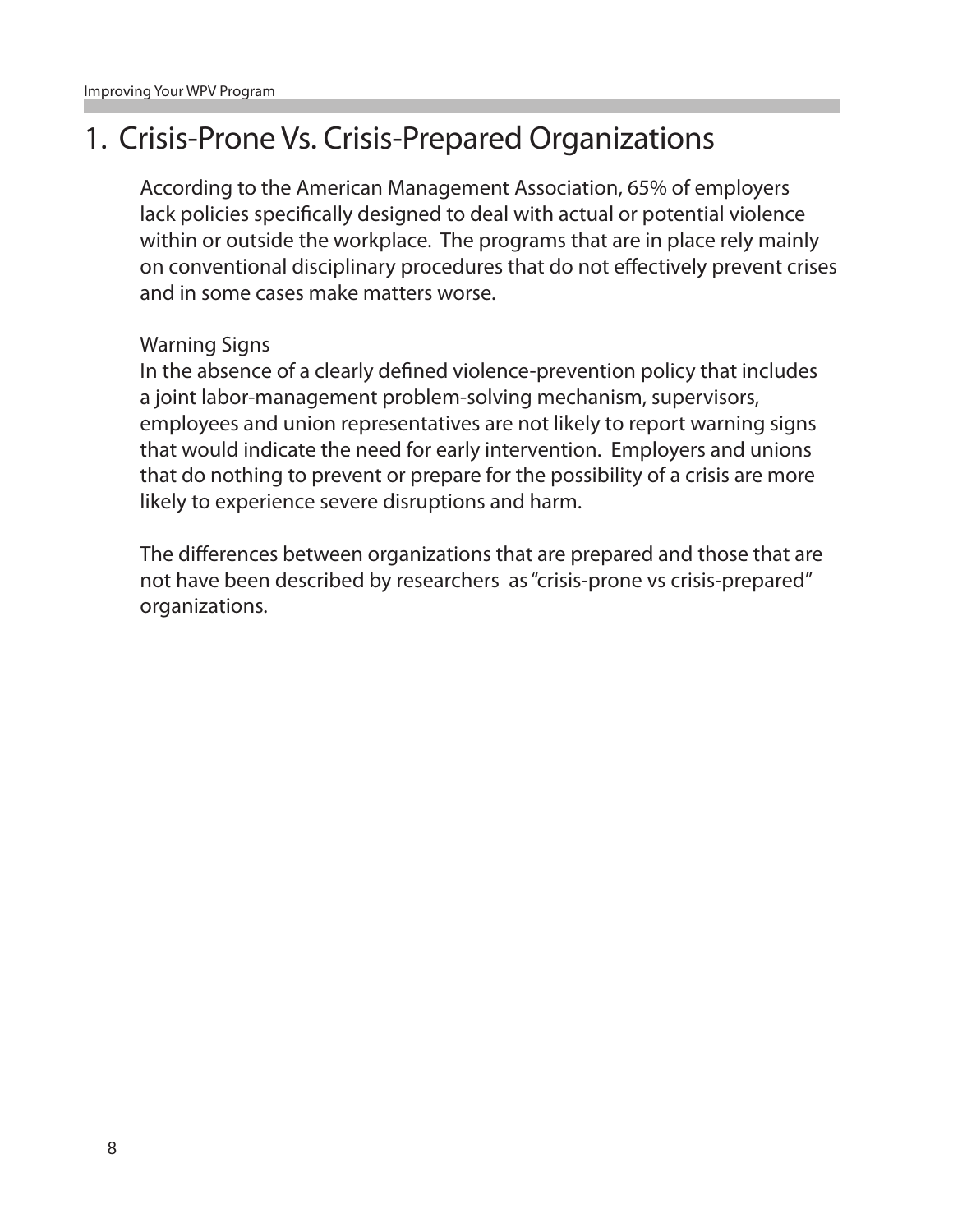# 1. Crisis-Prone Vs. Crisis-Prepared Organizations

According to the American Management Association, 65% of employers lack policies specifically designed to deal with actual or potential violence within or outside the workplace. The programs that are in place rely mainly on conventional disciplinary procedures that do not effectively prevent crises and in some cases make matters worse.

Warning Signs

In the absence of a clearly defined violence-prevention policy that includes a joint labor-management problem-solving mechanism, supervisors, employees and union representatives are not likely to report warning signs that would indicate the need for early intervention. Employers and unions that do nothing to prevent or prepare for the possibility of a crisis are more likely to experience severe disruptions and harm.

The differences between organizations that are prepared and those that are not have been described by researchers as "crisis-prone vs crisis-prepared" organizations.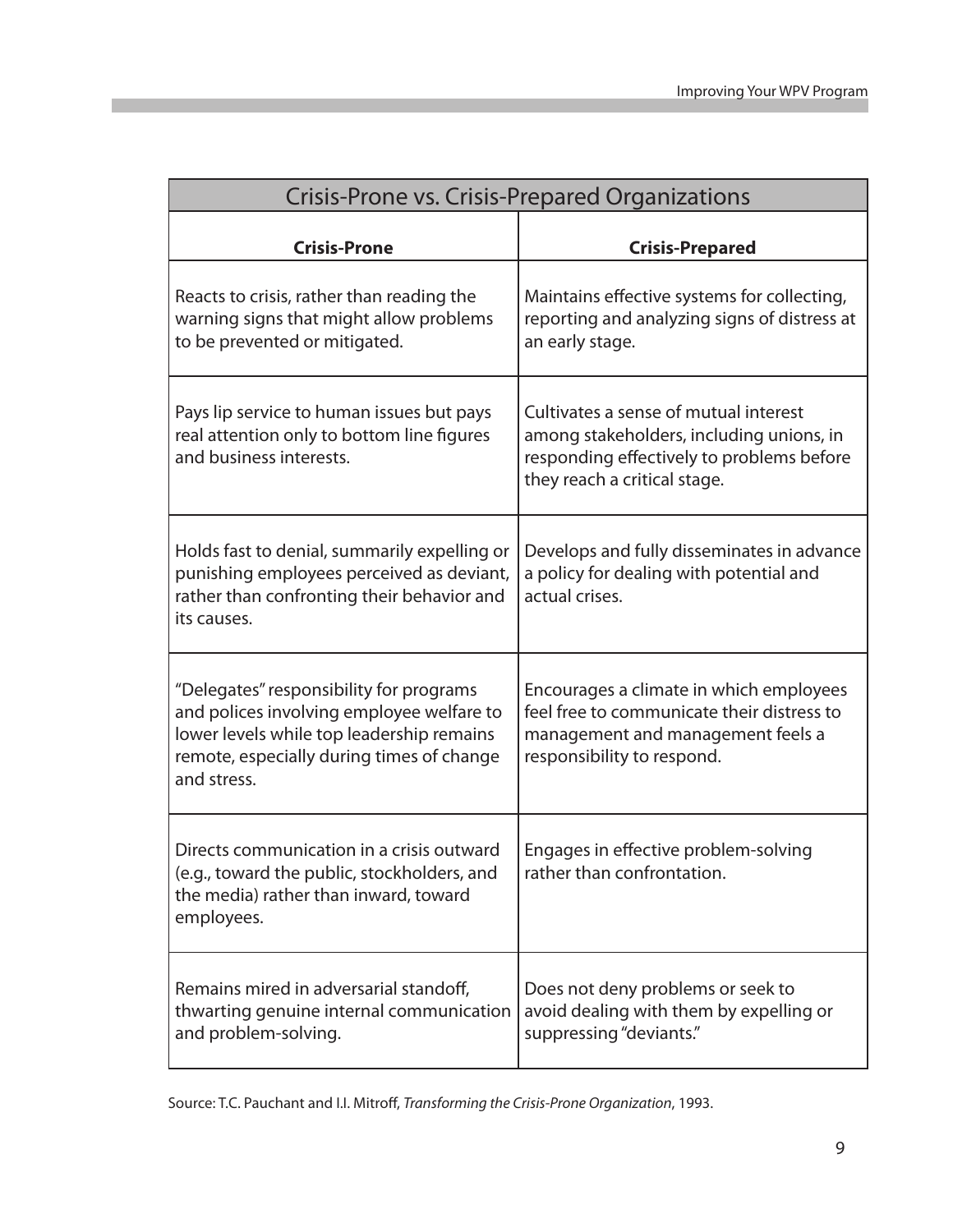| Crisis-Prone vs. Crisis-Prepared Organizations | |
|---|---|
| **Crisis-Prone** | **Crisis-Prepared** |
| Reacts to crisis, rather than reading the warning signs that might allow problems to be prevented or mitigated. | Maintains effective systems for collecting, reporting and analyzing signs of distress at an early stage. |
| Pays lip service to human issues but pays real attention only to bottom line figures and business interests. | Cultivates a sense of mutual interest among stakeholders, including unions, in responding effectively to problems before they reach a critical stage. |
| Holds fast to denial, summarily expelling or punishing employees perceived as deviant, rather than confronting their behavior and its causes. | Develops and fully disseminates in advance a policy for dealing with potential and actual crises. |
| "Delegates" responsibility for programs and polices involving employee welfare to lower levels while top leadership remains remote, especially during times of change and stress. | Encourages a climate in which employees feel free to communicate their distress to management and management feels a responsibility to respond. |
| Directs communication in a crisis outward (e.g., toward the public, stockholders, and the media) rather than inward, toward employees. | Engages in effective problem-solving rather than confrontation. |
| Remains mired in adversarial standoff, thwarting genuine internal communication and problem-solving. | Does not deny problems or seek to avoid dealing with them by expelling or suppressing "deviants." |

Source: T.C. Pauchant and I.I. Mitroff, *Transforming the Crisis-Prone Organization*, 1993.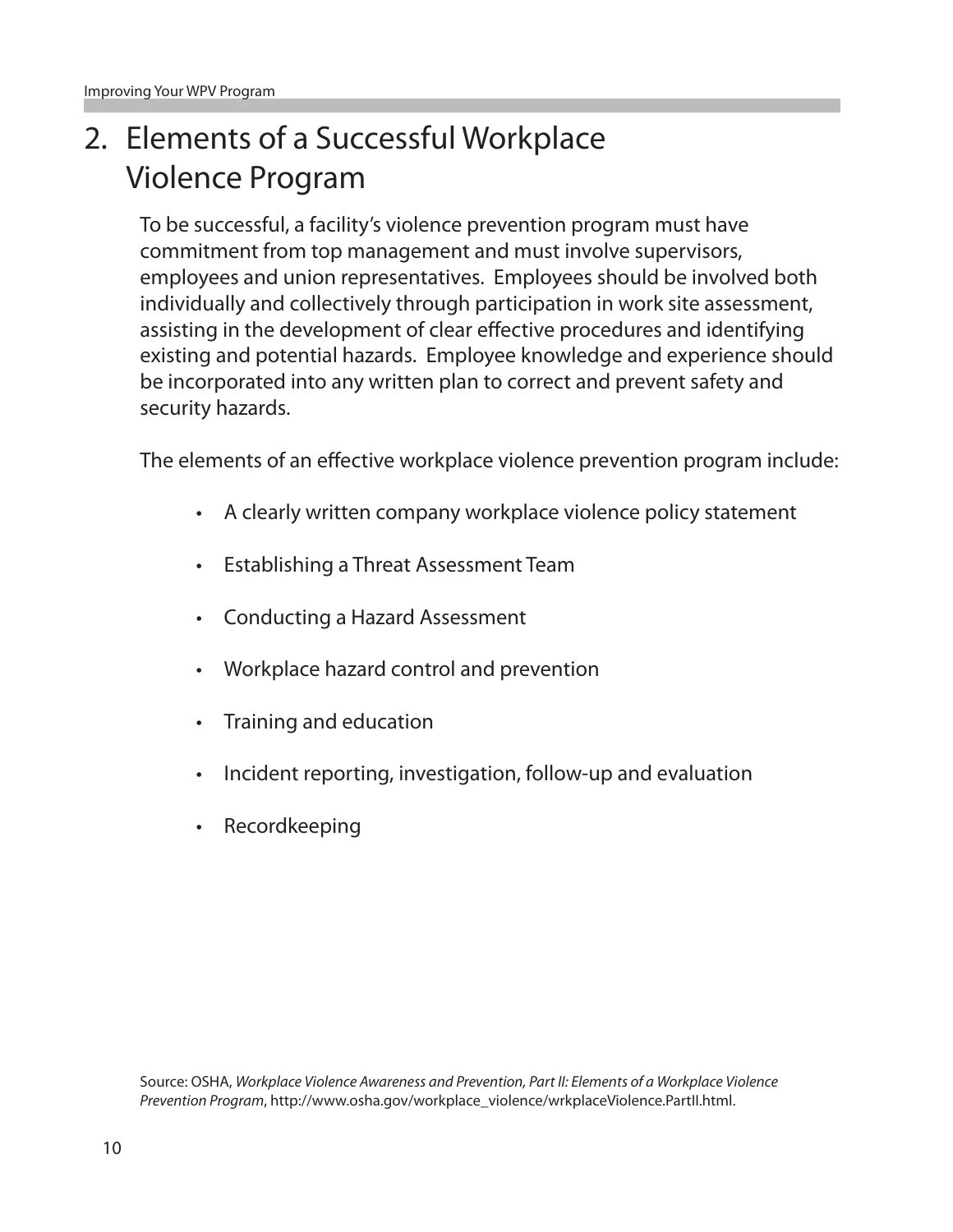## 2. Elements of a Successful Workplace Violence Program

To be successful, a facility's violence prevention program must have commitment from top management and must involve supervisors, employees and union representatives. Employees should be involved both individually and collectively through participation in work site assessment, assisting in the development of clear effective procedures and identifying existing and potential hazards. Employee knowledge and experience should be incorporated into any written plan to correct and prevent safety and security hazards.

The elements of an effective workplace violence prevention program include:

- A clearly written company workplace violence policy statement
- Establishing a Threat Assessment Team
- Conducting a Hazard Assessment
- Workplace hazard control and prevention
- Training and education
- Incident reporting, investigation, follow-up and evaluation
- Recordkeeping

Source: OSHA, *Workplace Violence Awareness and Prevention, Part II: Elements of a Workplace Violence Prevention Program*, http://www.osha.gov/workplace_violence/wrkplaceViolence.PartII.html.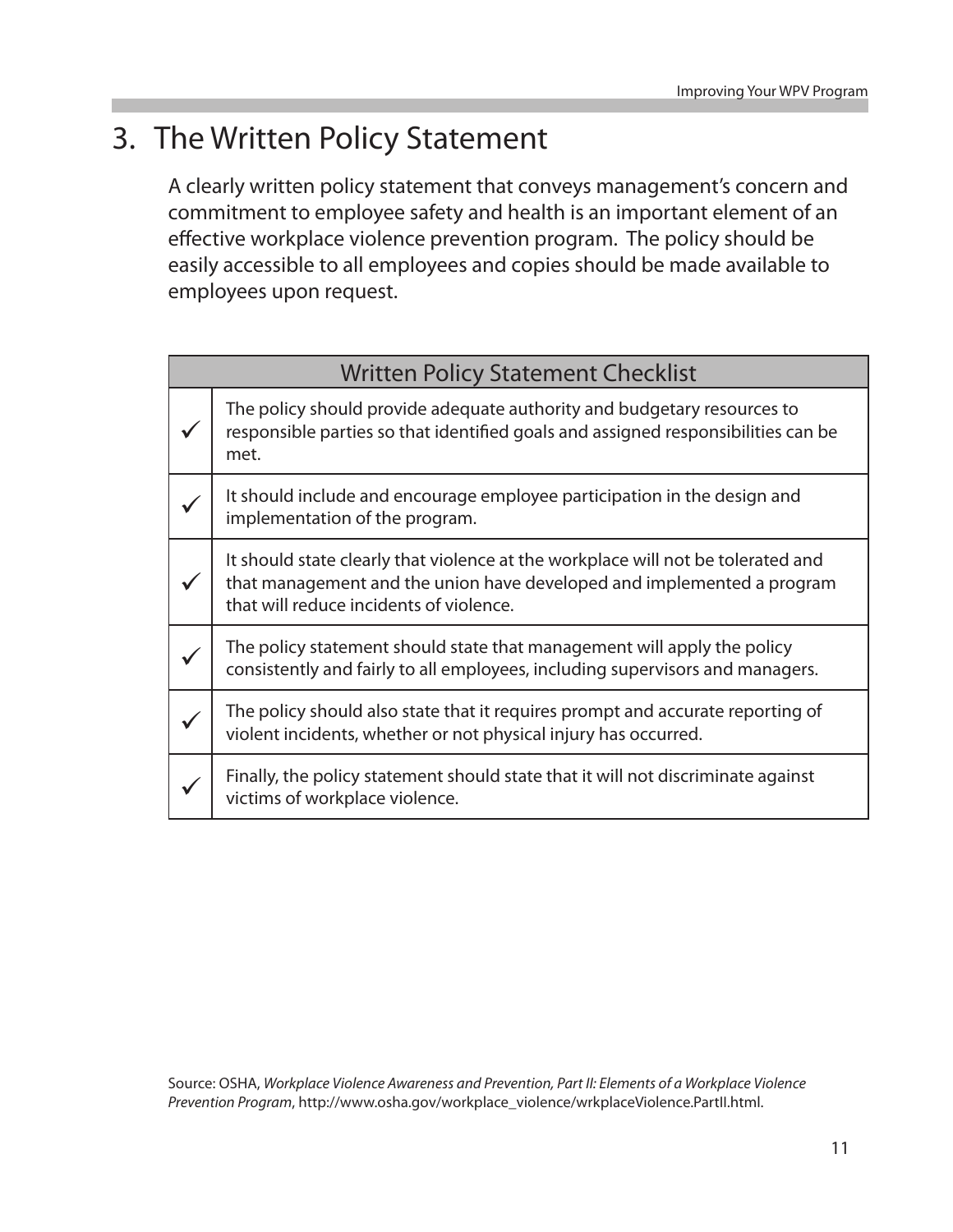## 3. The Written Policy Statement

A clearly written policy statement that conveys management's concern and commitment to employee safety and health is an important element of an effective workplace violence prevention program. The policy should be easily accessible to all employees and copies should be made available to employees upon request.

| Written Policy Statement Checklist | |
|---|---|
| ✓ | The policy should provide adequate authority and budgetary resources to responsible parties so that identified goals and assigned responsibilities can be met. |
| ✓ | It should include and encourage employee participation in the design and implementation of the program. |
| ✓ | It should state clearly that violence at the workplace will not be tolerated and that management and the union have developed and implemented a program that will reduce incidents of violence. |
| ✓ | The policy statement should state that management will apply the policy consistently and fairly to all employees, including supervisors and managers. |
| ✓ | The policy should also state that it requires prompt and accurate reporting of violent incidents, whether or not physical injury has occurred. |
| ✓ | Finally, the policy statement should state that it will not discriminate against victims of workplace violence. |

Source: OSHA, *Workplace Violence Awareness and Prevention, Part II: Elements of a Workplace Violence Prevention Program*, http://www.osha.gov/workplace_violence/wrkplaceViolence.PartII.html.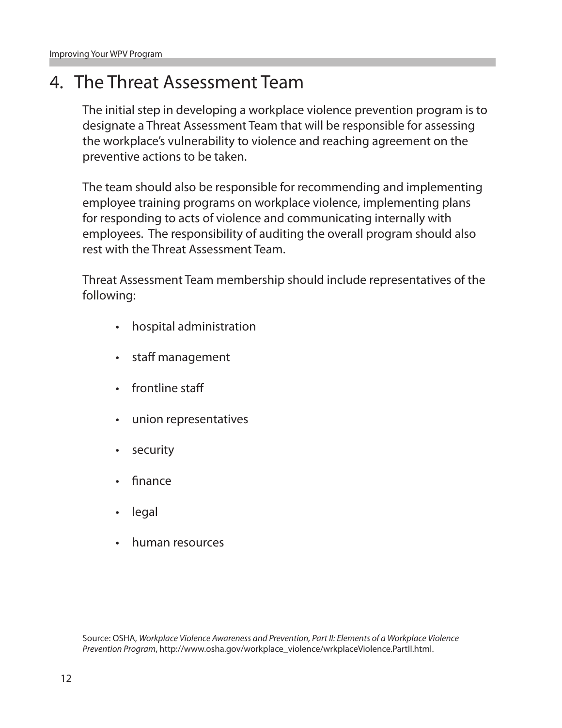# 4. The Threat Assessment Team

The initial step in developing a workplace violence prevention program is to designate a Threat Assessment Team that will be responsible for assessing the workplace's vulnerability to violence and reaching agreement on the preventive actions to be taken.

The team should also be responsible for recommending and implementing employee training programs on workplace violence, implementing plans for responding to acts of violence and communicating internally with employees. The responsibility of auditing the overall program should also rest with the Threat Assessment Team.

Threat Assessment Team membership should include representatives of the following:

- hospital administration
- staff management
- frontline staff
- union representatives
- security
- finance
- legal
- human resources

Source: OSHA, *Workplace Violence Awareness and Prevention, Part II: Elements of a Workplace Violence Prevention Program*, http://www.osha.gov/workplace_violence/wrkplaceViolence.PartII.html.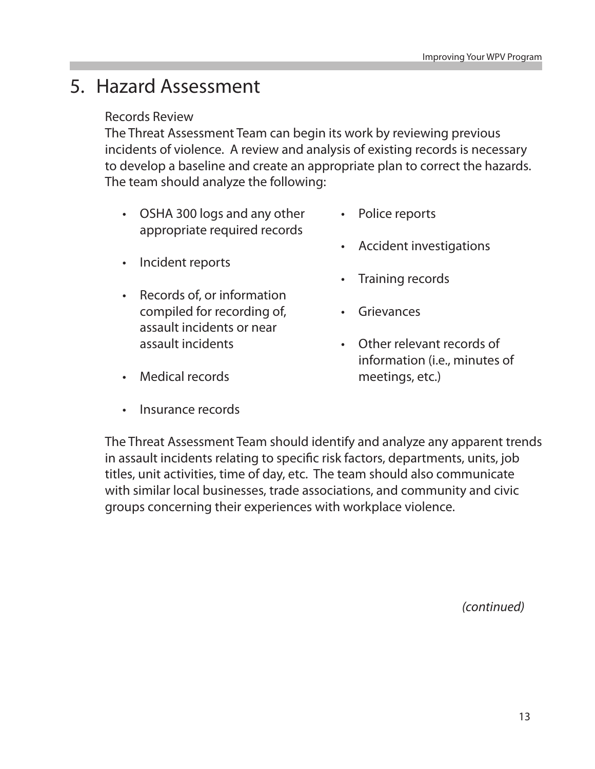# 5. Hazard Assessment

Records Review

The Threat Assessment Team can begin its work by reviewing previous incidents of violence. A review and analysis of existing records is necessary to develop a baseline and create an appropriate plan to correct the hazards. The team should analyze the following:

- OSHA 300 logs and any other appropriate required records
- Incident reports
- Records of, or information compiled for recording of, assault incidents or near assault incidents
- Medical records
- Insurance records
- Police reports
- Accident investigations
- Training records
- Grievances
- Other relevant records of information (i.e., minutes of meetings, etc.)

The Threat Assessment Team should identify and analyze any apparent trends in assault incidents relating to specific risk factors, departments, units, job titles, unit activities, time of day, etc. The team should also communicate with similar local businesses, trade associations, and community and civic groups concerning their experiences with workplace violence.

*(continued)*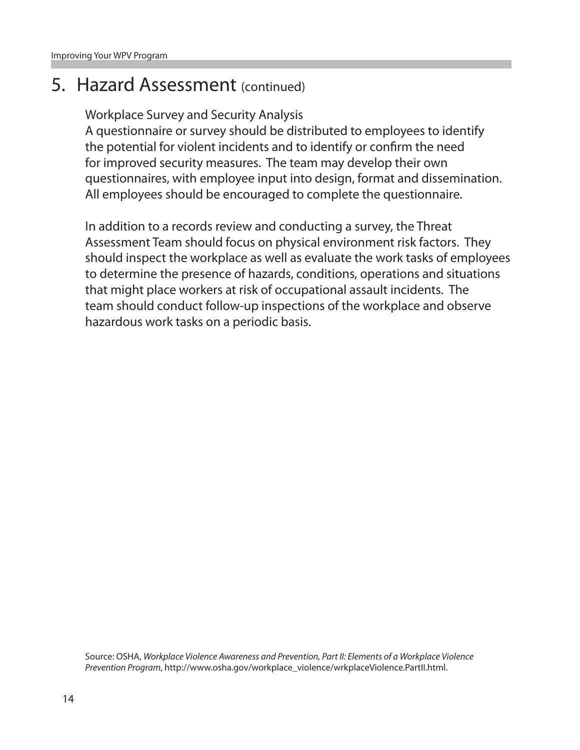## 5. Hazard Assessment (continued)

Workplace Survey and Security Analysis
A questionnaire or survey should be distributed to employees to identify the potential for violent incidents and to identify or confirm the need for improved security measures. The team may develop their own questionnaires, with employee input into design, format and dissemination. All employees should be encouraged to complete the questionnaire.

In addition to a records review and conducting a survey, the Threat Assessment Team should focus on physical environment risk factors. They should inspect the workplace as well as evaluate the work tasks of employees to determine the presence of hazards, conditions, operations and situations that might place workers at risk of occupational assault incidents. The team should conduct follow-up inspections of the workplace and observe hazardous work tasks on a periodic basis.

Source: OSHA, *Workplace Violence Awareness and Prevention, Part II: Elements of a Workplace Violence Prevention Program*, http://www.osha.gov/workplace_violence/wrkplaceViolence.PartII.html.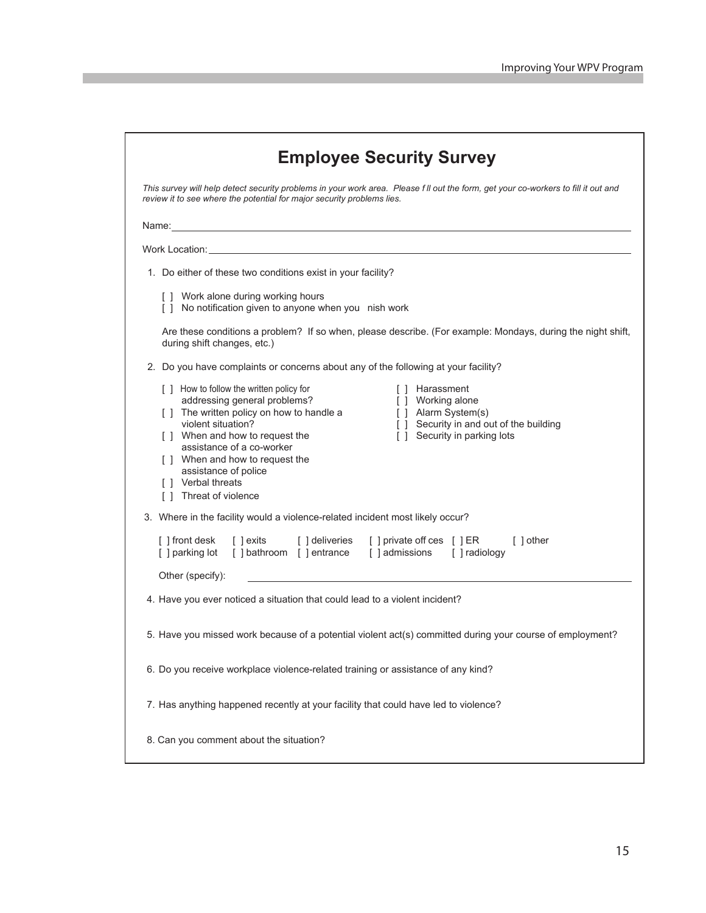# Employee Security Survey

*This survey will help detect security problems in your work area. Please f ll out the form, get your co-workers to fill it out and review it to see where the potential for major security problems lies.*

Name: ______________________________

Work Location: ______________________________

1. Do either of these two conditions exist in your facility?

   [ ] Work alone during working hours
   [ ] No notification given to anyone when you nish work

   Are these conditions a problem? If so when, please describe. (For example: Mondays, during the night shift, during shift changes, etc.)

2. Do you have complaints or concerns about any of the following at your facility?

   [ ] How to follow the written policy for addressing general problems?
   [ ] The written policy on how to handle a violent situation?
   [ ] When and how to request the assistance of a co-worker
   [ ] When and how to request the assistance of police
   [ ] Verbal threats
   [ ] Threat of violence
   [ ] Harassment
   [ ] Working alone
   [ ] Alarm System(s)
   [ ] Security in and out of the building
   [ ] Security in parking lots

3. Where in the facility would a violence-related incident most likely occur?

   [ ] front desk [ ] exits [ ] deliveries [ ] private off ces [ ] ER [ ] other
   [ ] parking lot [ ] bathroom [ ] entrance [ ] admissions [ ] radiology

   Other (specify): ______________________________

4. Have you ever noticed a situation that could lead to a violent incident?

5. Have you missed work because of a potential violent act(s) committed during your course of employment?

6. Do you receive workplace violence-related training or assistance of any kind?

7. Has anything happened recently at your facility that could have led to violence?

8. Can you comment about the situation?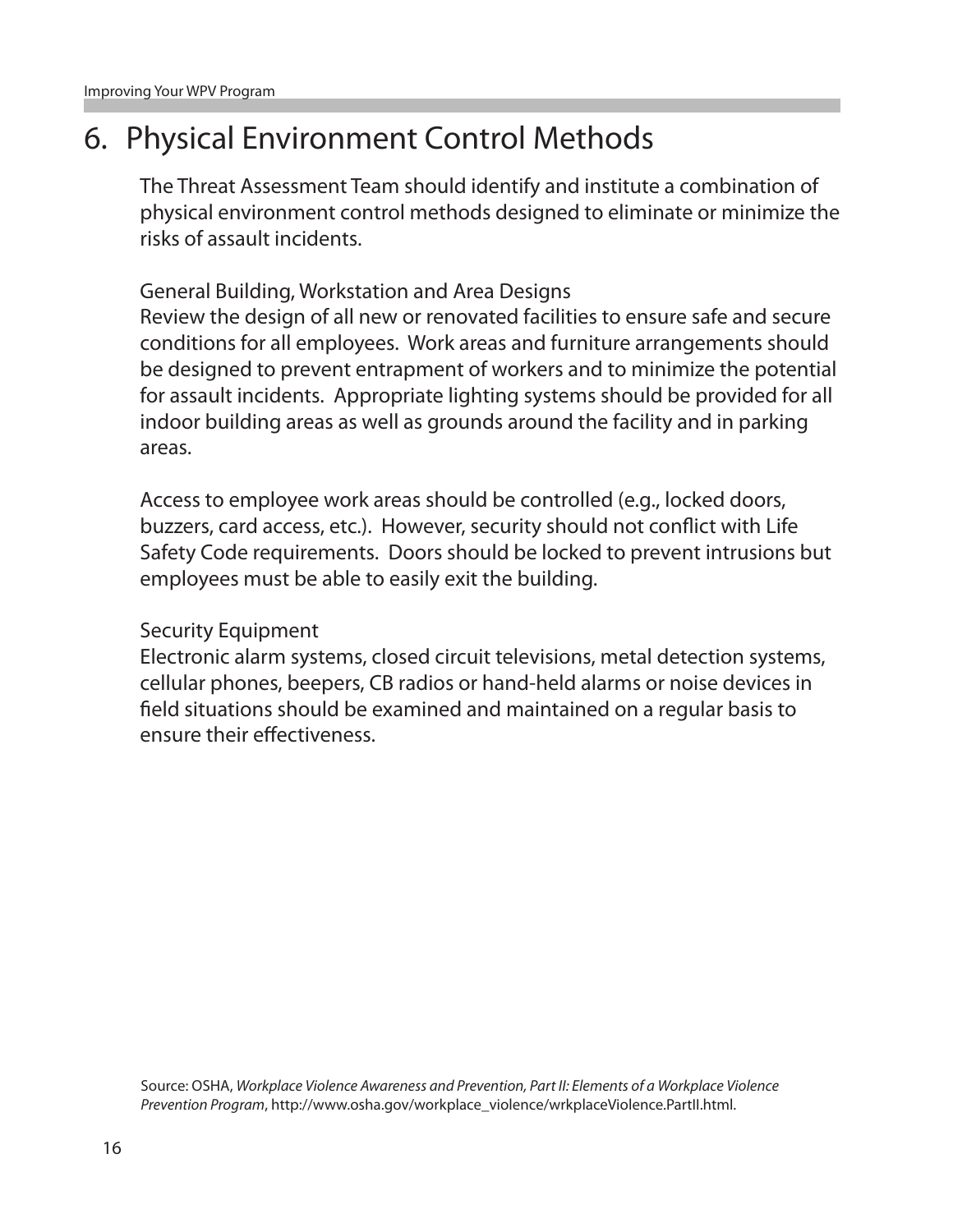## 6. Physical Environment Control Methods

The Threat Assessment Team should identify and institute a combination of physical environment control methods designed to eliminate or minimize the risks of assault incidents.

General Building, Workstation and Area Designs
Review the design of all new or renovated facilities to ensure safe and secure conditions for all employees. Work areas and furniture arrangements should be designed to prevent entrapment of workers and to minimize the potential for assault incidents. Appropriate lighting systems should be provided for all indoor building areas as well as grounds around the facility and in parking areas.

Access to employee work areas should be controlled (e.g., locked doors, buzzers, card access, etc.). However, security should not conflict with Life Safety Code requirements. Doors should be locked to prevent intrusions but employees must be able to easily exit the building.

Security Equipment
Electronic alarm systems, closed circuit televisions, metal detection systems, cellular phones, beepers, CB radios or hand-held alarms or noise devices in field situations should be examined and maintained on a regular basis to ensure their effectiveness.

Source: OSHA, *Workplace Violence Awareness and Prevention, Part II: Elements of a Workplace Violence Prevention Program*, http://www.osha.gov/workplace_violence/wrkplaceViolence.PartII.html.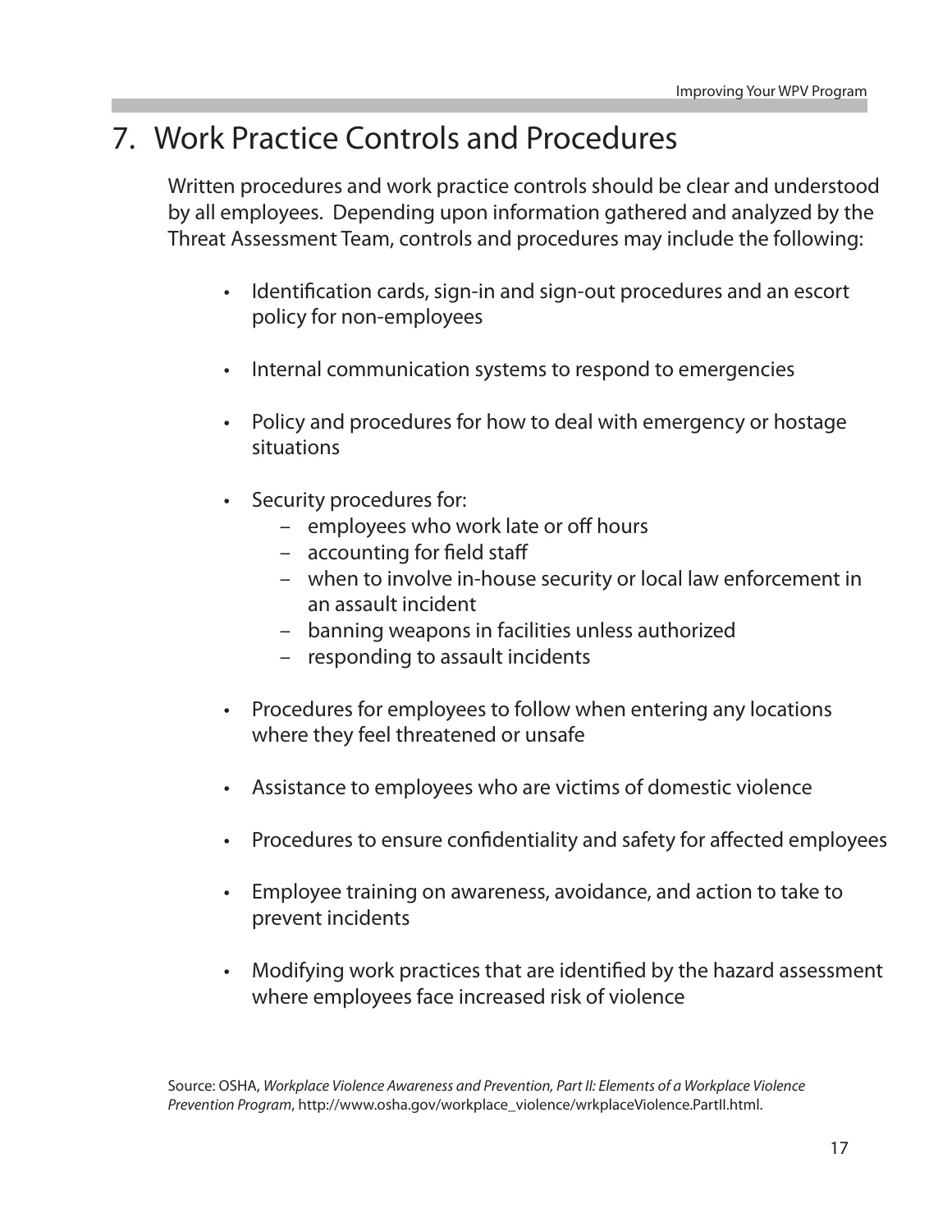## 7. Work Practice Controls and Procedures

Written procedures and work practice controls should be clear and understood by all employees. Depending upon information gathered and analyzed by the Threat Assessment Team, controls and procedures may include the following:

- Identification cards, sign-in and sign-out procedures and an escort policy for non-employees
- Internal communication systems to respond to emergencies
- Policy and procedures for how to deal with emergency or hostage situations
- Security procedures for:
  - employees who work late or off hours
  - accounting for field staff
  - when to involve in-house security or local law enforcement in an assault incident
  - banning weapons in facilities unless authorized
  - responding to assault incidents
- Procedures for employees to follow when entering any locations where they feel threatened or unsafe
- Assistance to employees who are victims of domestic violence
- Procedures to ensure confidentiality and safety for affected employees
- Employee training on awareness, avoidance, and action to take to prevent incidents
- Modifying work practices that are identified by the hazard assessment where employees face increased risk of violence

Source: OSHA, *Workplace Violence Awareness and Prevention, Part II: Elements of a Workplace Violence Prevention Program*, http://www.osha.gov/workplace_violence/wrkplaceViolence.PartII.html.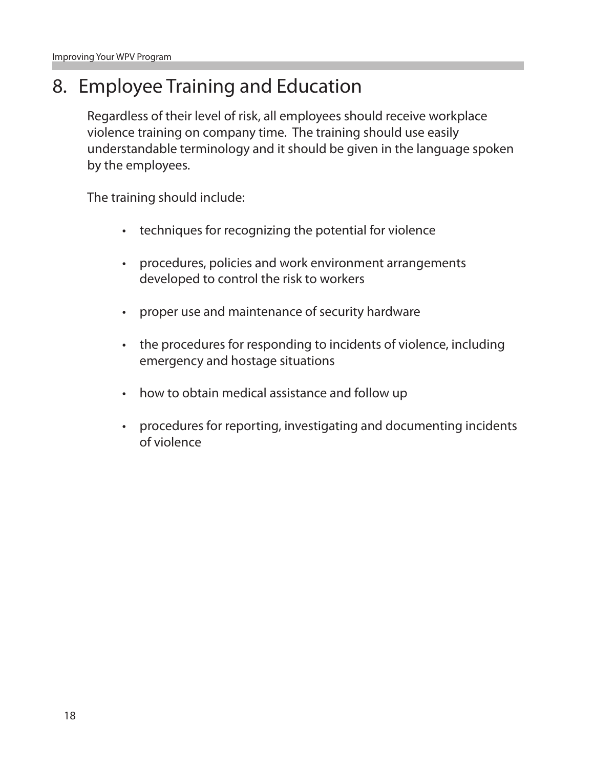## 8. Employee Training and Education

Regardless of their level of risk, all employees should receive workplace violence training on company time. The training should use easily understandable terminology and it should be given in the language spoken by the employees.

The training should include:

- techniques for recognizing the potential for violence
- procedures, policies and work environment arrangements developed to control the risk to workers
- proper use and maintenance of security hardware
- the procedures for responding to incidents of violence, including emergency and hostage situations
- how to obtain medical assistance and follow up
- procedures for reporting, investigating and documenting incidents of violence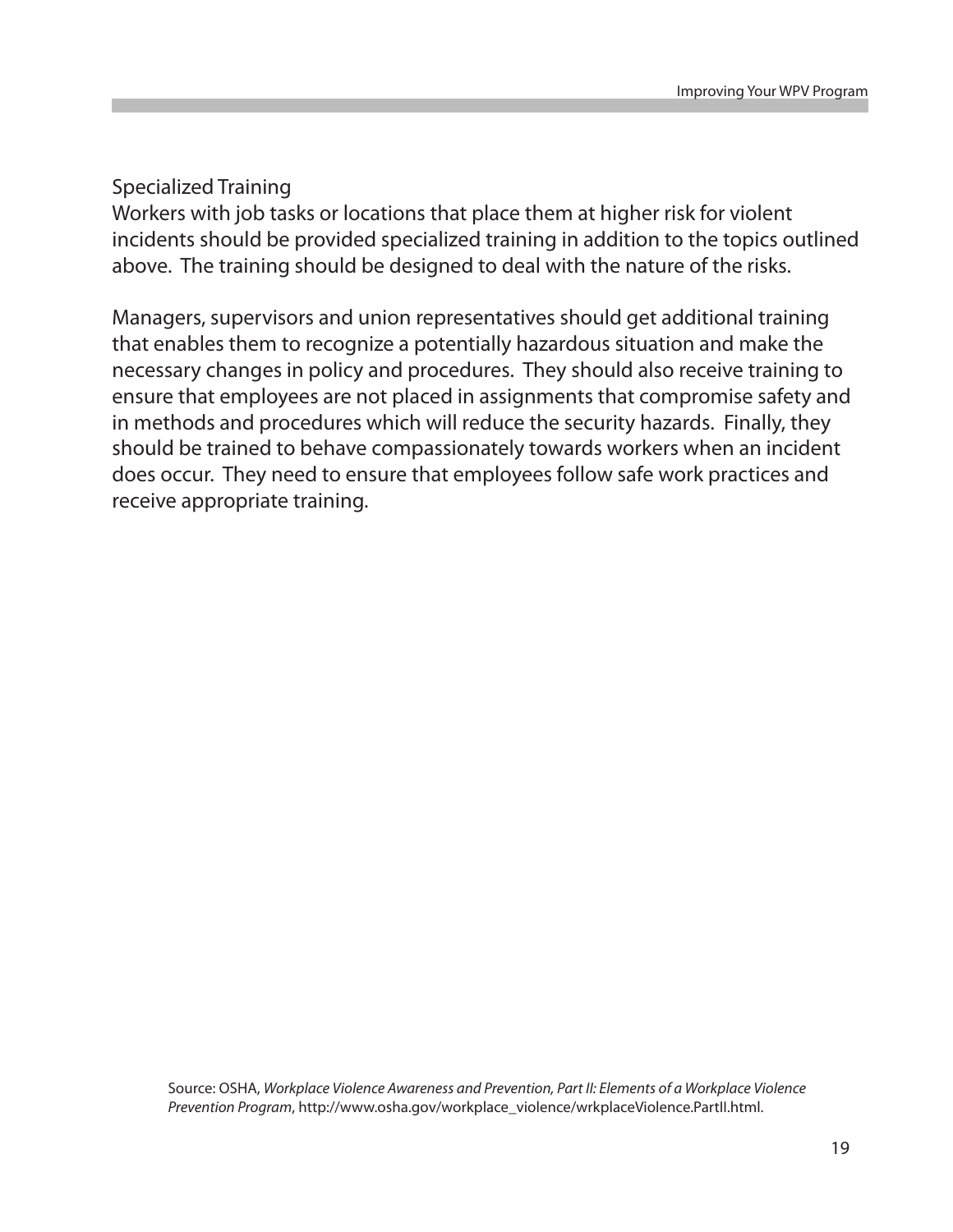### Specialized Training

Workers with job tasks or locations that place them at higher risk for violent incidents should be provided specialized training in addition to the topics outlined above. The training should be designed to deal with the nature of the risks.

Managers, supervisors and union representatives should get additional training that enables them to recognize a potentially hazardous situation and make the necessary changes in policy and procedures. They should also receive training to ensure that employees are not placed in assignments that compromise safety and in methods and procedures which will reduce the security hazards. Finally, they should be trained to behave compassionately towards workers when an incident does occur. They need to ensure that employees follow safe work practices and receive appropriate training.

Source: OSHA, *Workplace Violence Awareness and Prevention, Part II: Elements of a Workplace Violence Prevention Program*, http://www.osha.gov/workplace_violence/wrkplaceViolence.PartII.html.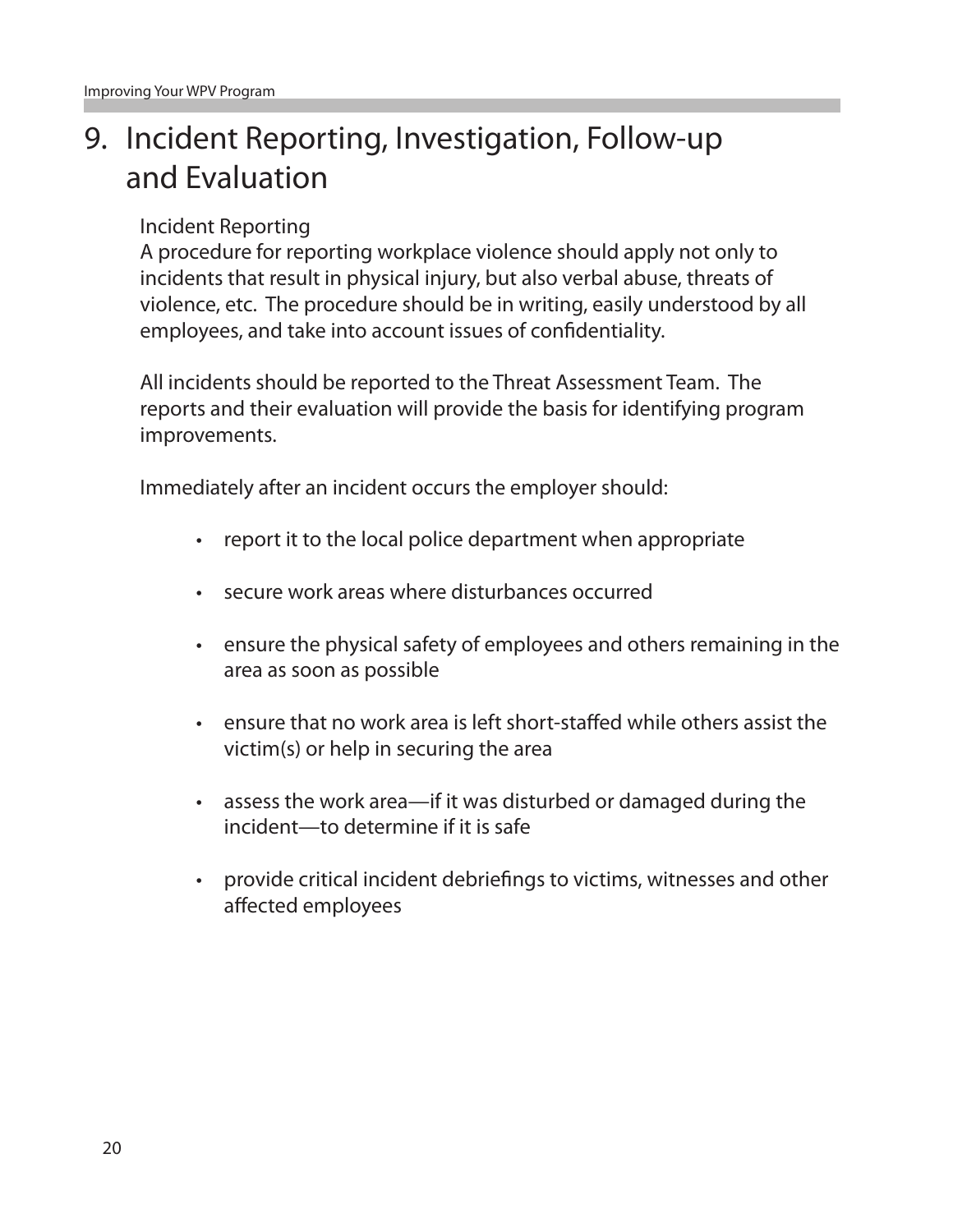## 9. Incident Reporting, Investigation, Follow-up and Evaluation

### Incident Reporting

A procedure for reporting workplace violence should apply not only to incidents that result in physical injury, but also verbal abuse, threats of violence, etc. The procedure should be in writing, easily understood by all employees, and take into account issues of confidentiality.

All incidents should be reported to the Threat Assessment Team. The reports and their evaluation will provide the basis for identifying program improvements.

Immediately after an incident occurs the employer should:

- report it to the local police department when appropriate
- secure work areas where disturbances occurred
- ensure the physical safety of employees and others remaining in the area as soon as possible
- ensure that no work area is left short-staffed while others assist the victim(s) or help in securing the area
- assess the work area—if it was disturbed or damaged during the incident—to determine if it is safe
- provide critical incident debriefings to victims, witnesses and other affected employees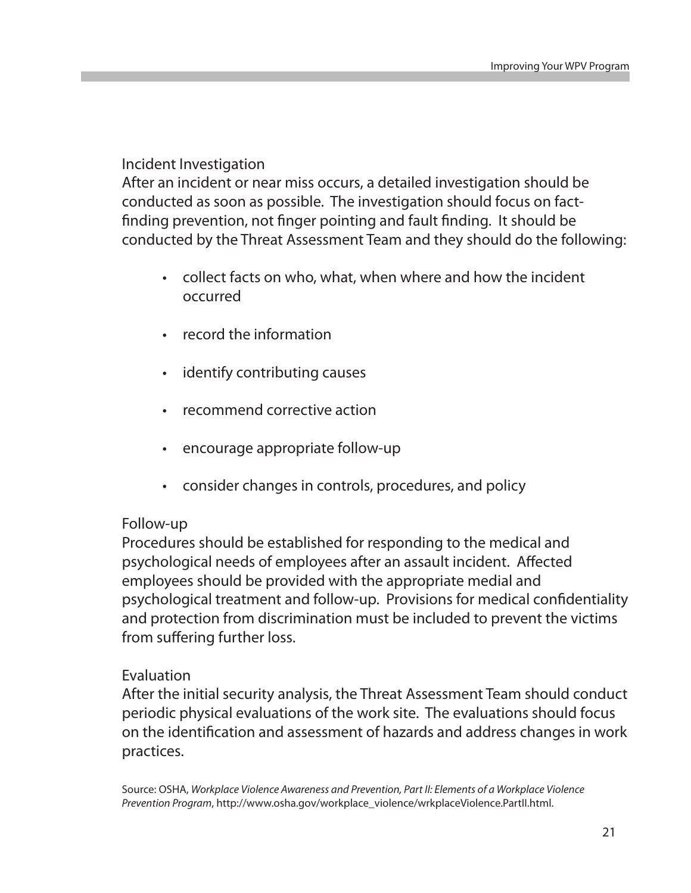### Incident Investigation

After an incident or near miss occurs, a detailed investigation should be conducted as soon as possible. The investigation should focus on fact-finding prevention, not finger pointing and fault finding. It should be conducted by the Threat Assessment Team and they should do the following:

- collect facts on who, what, when where and how the incident occurred
- record the information
- identify contributing causes
- recommend corrective action
- encourage appropriate follow-up
- consider changes in controls, procedures, and policy

### Follow-up

Procedures should be established for responding to the medical and psychological needs of employees after an assault incident. Affected employees should be provided with the appropriate medial and psychological treatment and follow-up. Provisions for medical confidentiality and protection from discrimination must be included to prevent the victims from suffering further loss.

### Evaluation

After the initial security analysis, the Threat Assessment Team should conduct periodic physical evaluations of the work site. The evaluations should focus on the identification and assessment of hazards and address changes in work practices.

Source: OSHA, *Workplace Violence Awareness and Prevention, Part II: Elements of a Workplace Violence Prevention Program*, http://www.osha.gov/workplace_violence/wrkplaceViolence.PartII.html.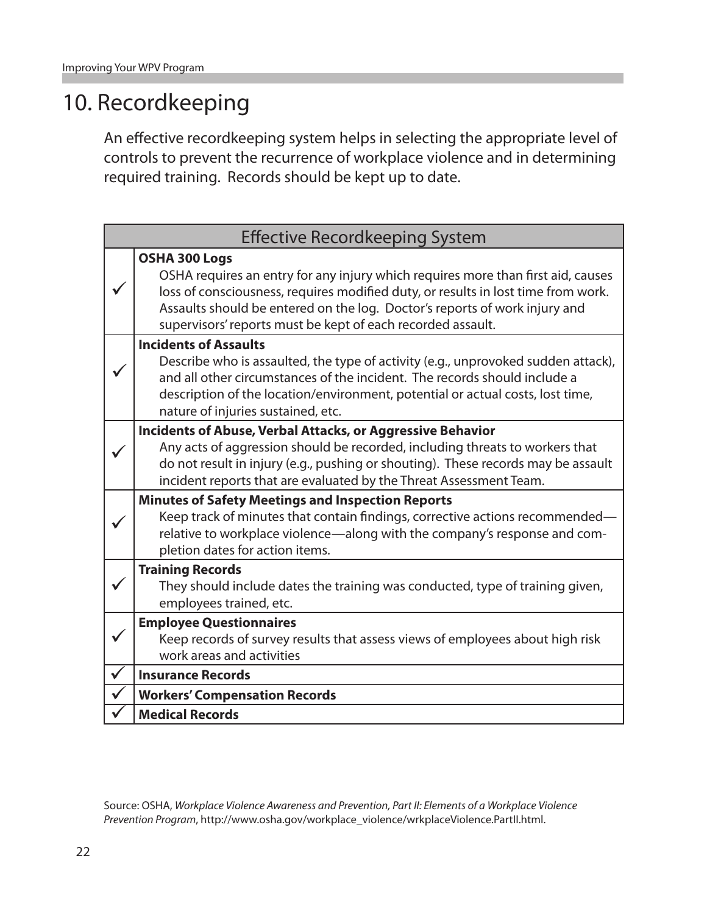# 10. Recordkeeping

An effective recordkeeping system helps in selecting the appropriate level of controls to prevent the recurrence of workplace violence and in determining required training. Records should be kept up to date.

| Effective Recordkeeping System | |
|---|---|
| ✓ | **OSHA 300 Logs**<br>OSHA requires an entry for any injury which requires more than first aid, causes loss of consciousness, requires modified duty, or results in lost time from work. Assaults should be entered on the log. Doctor's reports of work injury and supervisors' reports must be kept of each recorded assault. |
| ✓ | **Incidents of Assaults**<br>Describe who is assaulted, the type of activity (e.g., unprovoked sudden attack), and all other circumstances of the incident. The records should include a description of the location/environment, potential or actual costs, lost time, nature of injuries sustained, etc. |
| ✓ | **Incidents of Abuse, Verbal Attacks, or Aggressive Behavior**<br>Any acts of aggression should be recorded, including threats to workers that do not result in injury (e.g., pushing or shouting). These records may be assault incident reports that are evaluated by the Threat Assessment Team. |
| ✓ | **Minutes of Safety Meetings and Inspection Reports**<br>Keep track of minutes that contain findings, corrective actions recommended—relative to workplace violence—along with the company's response and completion dates for action items. |
| ✓ | **Training Records**<br>They should include dates the training was conducted, type of training given, employees trained, etc. |
| ✓ | **Employee Questionnaires**<br>Keep records of survey results that assess views of employees about high risk work areas and activities |
| ✓ | **Insurance Records** |
| ✓ | **Workers' Compensation Records** |
| ✓ | **Medical Records** |

Source: OSHA, *Workplace Violence Awareness and Prevention, Part II: Elements of a Workplace Violence Prevention Program*, http://www.osha.gov/workplace_violence/wrkplaceViolence.PartII.html.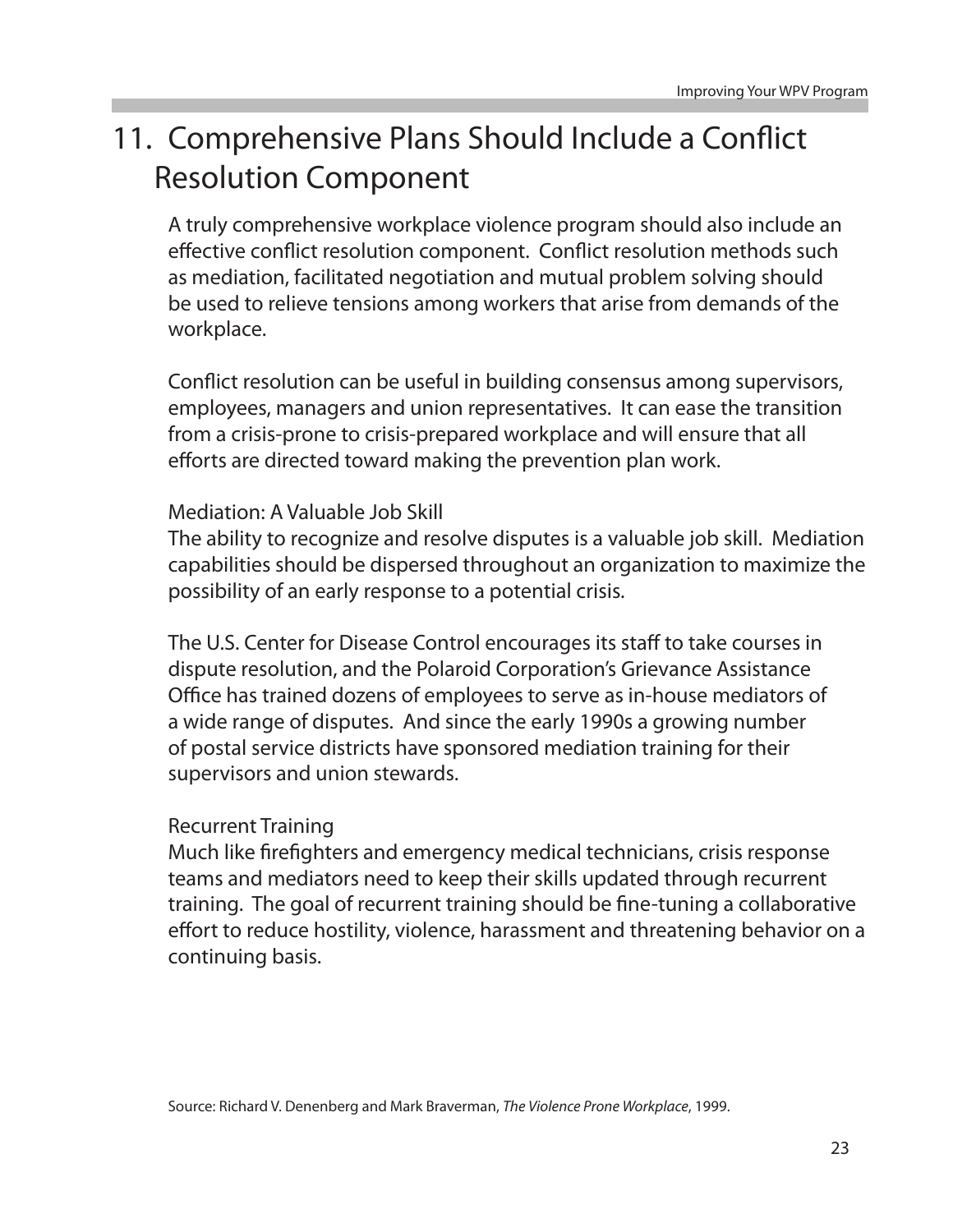# 11. Comprehensive Plans Should Include a Conflict Resolution Component

A truly comprehensive workplace violence program should also include an effective conflict resolution component. Conflict resolution methods such as mediation, facilitated negotiation and mutual problem solving should be used to relieve tensions among workers that arise from demands of the workplace.

Conflict resolution can be useful in building consensus among supervisors, employees, managers and union representatives. It can ease the transition from a crisis-prone to crisis-prepared workplace and will ensure that all efforts are directed toward making the prevention plan work.

### Mediation: A Valuable Job Skill

The ability to recognize and resolve disputes is a valuable job skill. Mediation capabilities should be dispersed throughout an organization to maximize the possibility of an early response to a potential crisis.

The U.S. Center for Disease Control encourages its staff to take courses in dispute resolution, and the Polaroid Corporation's Grievance Assistance Office has trained dozens of employees to serve as in-house mediators of a wide range of disputes. And since the early 1990s a growing number of postal service districts have sponsored mediation training for their supervisors and union stewards.

### Recurrent Training

Much like firefighters and emergency medical technicians, crisis response teams and mediators need to keep their skills updated through recurrent training. The goal of recurrent training should be fine-tuning a collaborative effort to reduce hostility, violence, harassment and threatening behavior on a continuing basis.

Source: Richard V. Denenberg and Mark Braverman, *The Violence Prone Workplace*, 1999.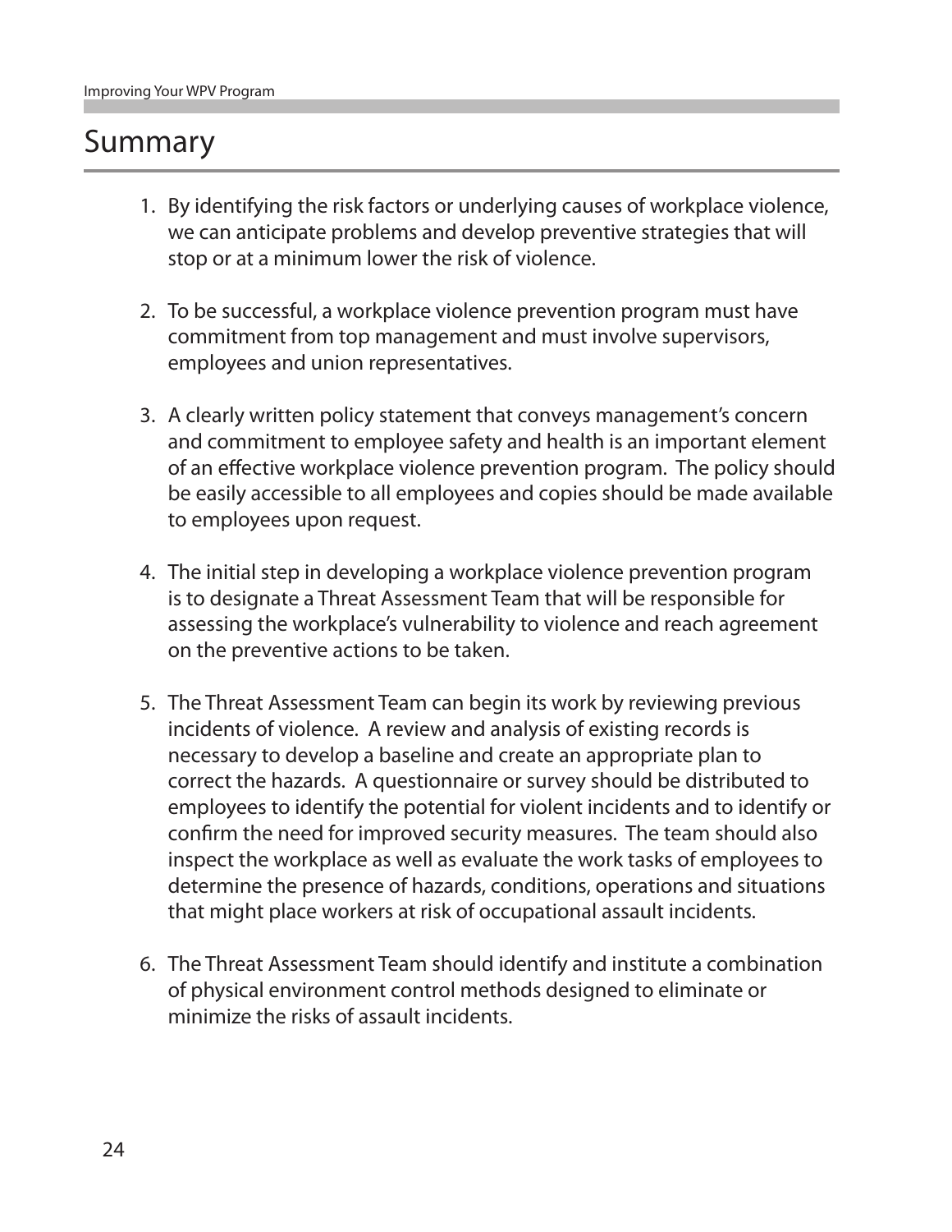# Summary

1. By identifying the risk factors or underlying causes of workplace violence, we can anticipate problems and develop preventive strategies that will stop or at a minimum lower the risk of violence.

2. To be successful, a workplace violence prevention program must have commitment from top management and must involve supervisors, employees and union representatives.

3. A clearly written policy statement that conveys management's concern and commitment to employee safety and health is an important element of an effective workplace violence prevention program. The policy should be easily accessible to all employees and copies should be made available to employees upon request.

4. The initial step in developing a workplace violence prevention program is to designate a Threat Assessment Team that will be responsible for assessing the workplace's vulnerability to violence and reach agreement on the preventive actions to be taken.

5. The Threat Assessment Team can begin its work by reviewing previous incidents of violence. A review and analysis of existing records is necessary to develop a baseline and create an appropriate plan to correct the hazards. A questionnaire or survey should be distributed to employees to identify the potential for violent incidents and to identify or confirm the need for improved security measures. The team should also inspect the workplace as well as evaluate the work tasks of employees to determine the presence of hazards, conditions, operations and situations that might place workers at risk of occupational assault incidents.

6. The Threat Assessment Team should identify and institute a combination of physical environment control methods designed to eliminate or minimize the risks of assault incidents.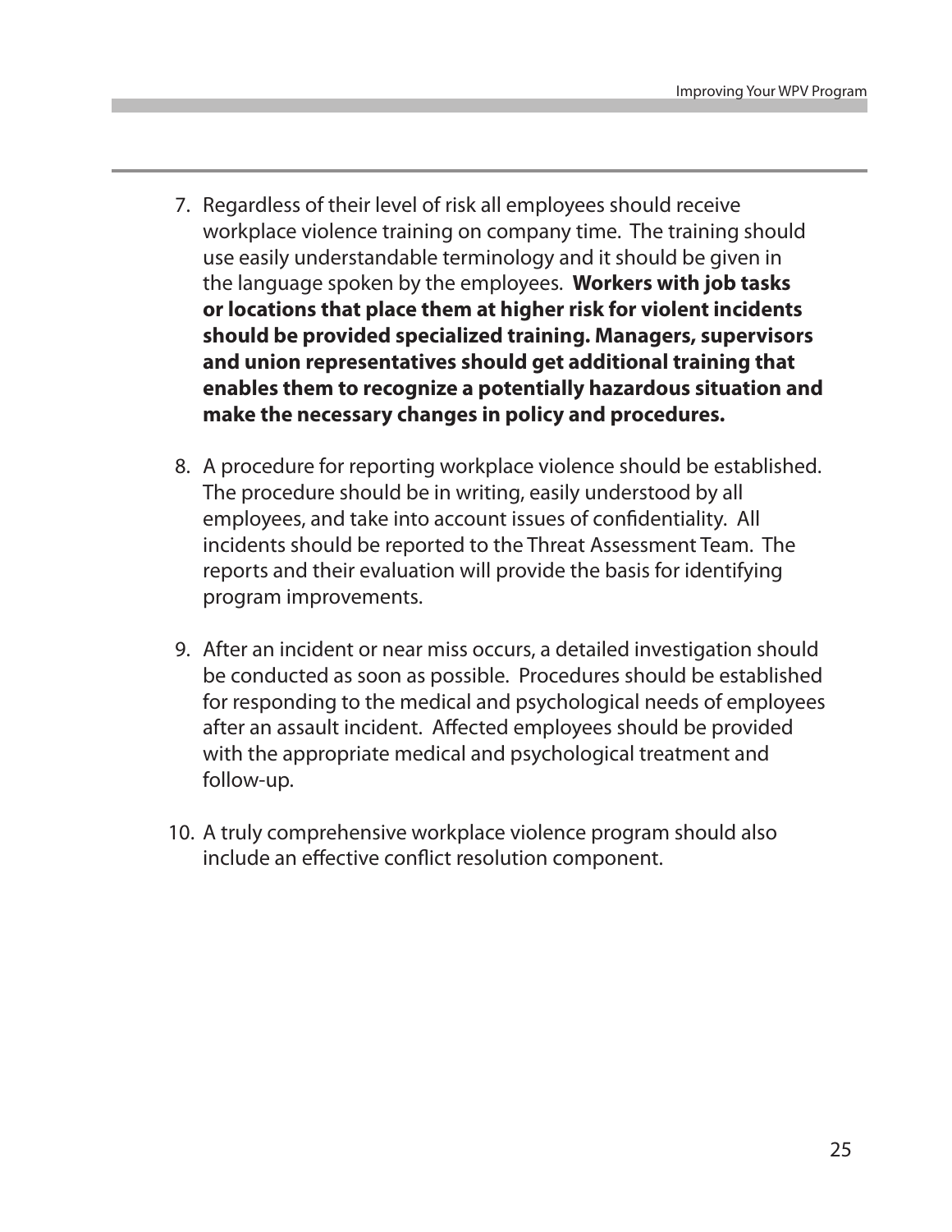7. Regardless of their level of risk all employees should receive workplace violence training on company time. The training should use easily understandable terminology and it should be given in the language spoken by the employees. **Workers with job tasks or locations that place them at higher risk for violent incidents should be provided specialized training. Managers, supervisors and union representatives should get additional training that enables them to recognize a potentially hazardous situation and make the necessary changes in policy and procedures.**

8. A procedure for reporting workplace violence should be established. The procedure should be in writing, easily understood by all employees, and take into account issues of confidentiality. All incidents should be reported to the Threat Assessment Team. The reports and their evaluation will provide the basis for identifying program improvements.

9. After an incident or near miss occurs, a detailed investigation should be conducted as soon as possible. Procedures should be established for responding to the medical and psychological needs of employees after an assault incident. Affected employees should be provided with the appropriate medical and psychological treatment and follow-up.

10. A truly comprehensive workplace violence program should also include an effective conflict resolution component.